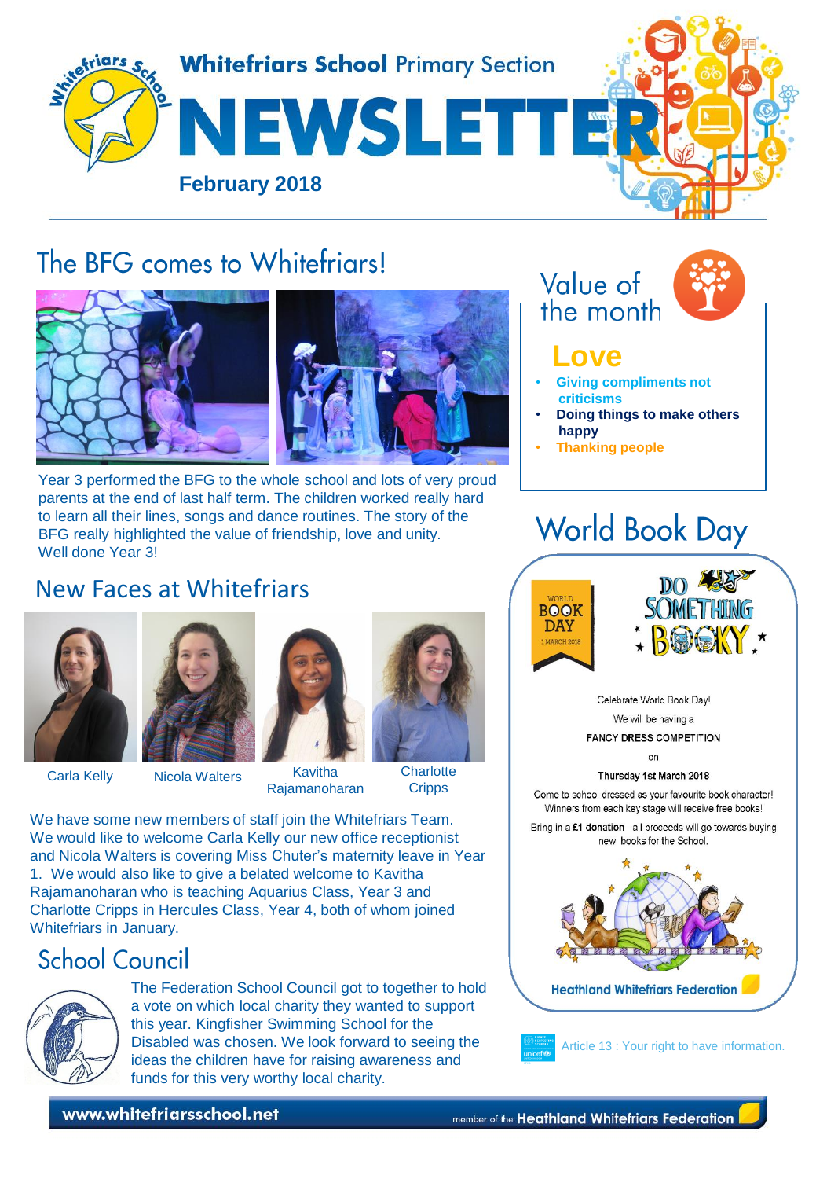# Whitefriars School Primary Section

# NEWSLETTER

**February 2018**

## The BFG comes to Whitefriars!

Year 3 performed the BFG to the whole school and lots of very proud parents at the end of last half term. The children worked really hard to learn all their lines, songs and dance routines. The story of the BFG really highlighted the value of friendship, love and unity.
Well done Year 3!

## New Faces at Whitefriars

Carla Kelly | Nicola Walters | Kavitha Rajamanoharan | Charlotte Cripps

We have some new members of staff join the Whitefriars Team. We would like to welcome Carla Kelly our new office receptionist and Nicola Walters is covering Miss Chuter's maternity leave in Year 1. We would also like to give a belated welcome to Kavitha Rajamanoharan who is teaching Aquarius Class, Year 3 and Charlotte Cripps in Hercules Class, Year 4, both of whom joined Whitefriars in January.

## School Council

The Federation School Council got to together to hold a vote on which local charity they wanted to support this year. Kingfisher Swimming School for the Disabled was chosen. We look forward to seeing the ideas the children have for raising awareness and funds for this very worthy local charity.

## Value of the month

### Love

- **Giving compliments not criticisms**
- **Doing things to make others happy**
- **Thanking people**

## World Book Day

WORLD BOOK DAY 1 MARCH 2018

DO SOMETHING BOOKY

Celebrate World Book Day!

We will be having a

**FANCY DRESS COMPETITION**

on

**Thursday 1st March 2018**

Come to school dressed as your favourite book character!
Winners from each key stage will receive free books!

Bring in a **£1 donation**– all proceeds will go towards buying new books for the School.

**Heathland Whitefriars Federation**

Article 13 : Your right to have information.

www.whitefriarsschool.net

member of the **Heathland Whitefriars Federation**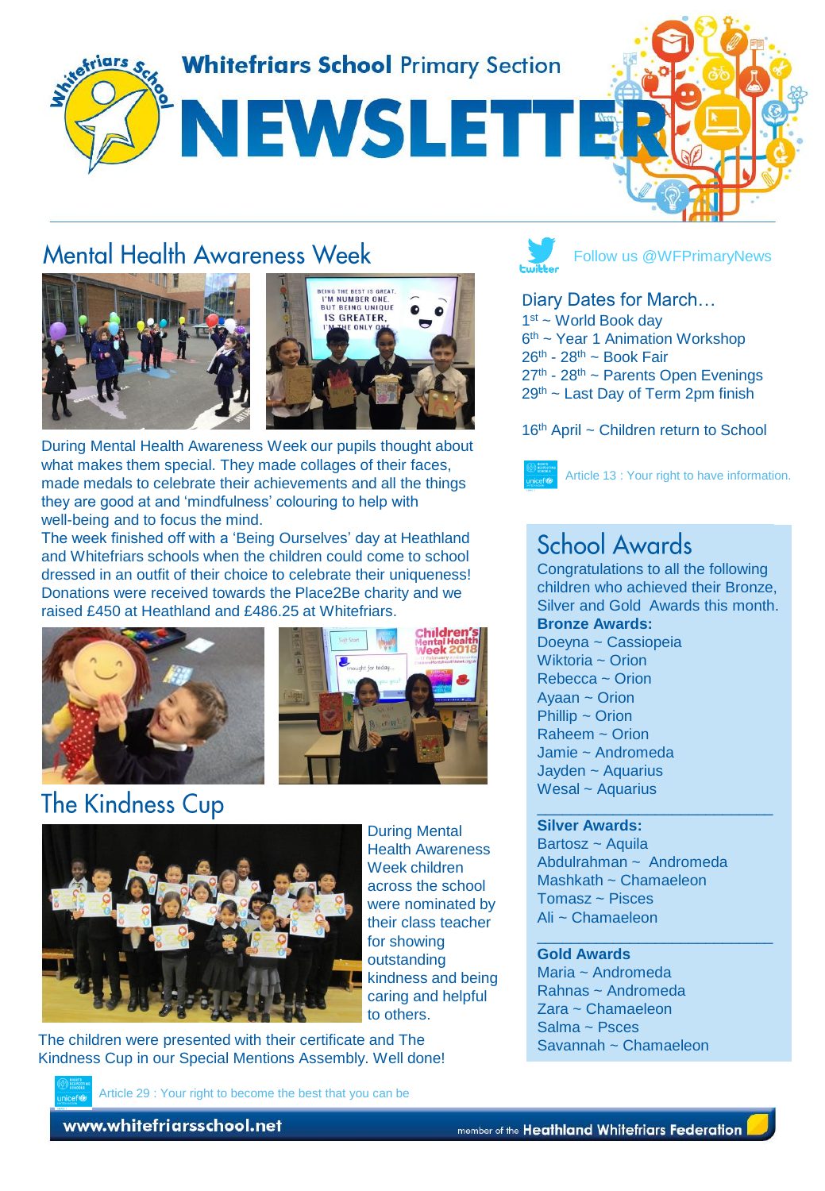# Whitefriars School Primary Section

# NEWSLETTER

## Mental Health Awareness Week

During Mental Health Awareness Week our pupils thought about what makes them special. They made collages of their faces, made medals to celebrate their achievements and all the things they are good at and 'mindfulness' colouring to help with well-being and to focus the mind.

The week finished off with a 'Being Ourselves' day at Heathland and Whitefriars schools when the children could come to school dressed in an outfit of their choice to celebrate their uniqueness! Donations were received towards the Place2Be charity and we raised £450 at Heathland and £486.25 at Whitefriars.

## The Kindness Cup

During Mental Health Awareness Week children across the school were nominated by their class teacher for showing outstanding kindness and being caring and helpful to others.

The children were presented with their certificate and The Kindness Cup in our Special Mentions Assembly. Well done!

Article 29 : Your right to become the best that you can be

Follow us @WFPrimaryNews

## Diary Dates for March…

1st ~ World Book day
6th ~ Year 1 Animation Workshop
26th - 28th ~ Book Fair
27th - 28th ~ Parents Open Evenings
29th ~ Last Day of Term 2pm finish

16th April ~ Children return to School

Article 13 : Your right to have information.

## School Awards

Congratulations to all the following children who achieved their Bronze, Silver and Gold Awards this month.

**Bronze Awards:**
Doeyna ~ Cassiopeia
Wiktoria ~ Orion
Rebecca ~ Orion
Ayaan ~ Orion
Phillip ~ Orion
Raheem ~ Orion
Jamie ~ Andromeda
Jayden ~ Aquarius
Wesal ~ Aquarius

**Silver Awards:**
Bartosz ~ Aquila
Abdulrahman ~ Andromeda
Mashkath ~ Chamaeleon
Tomasz ~ Pisces
Ali ~ Chamaeleon

**Gold Awards**
Maria ~ Andromeda
Rahnas ~ Andromeda
Zara ~ Chamaeleon
Salma ~ Psces
Savannah ~ Chamaeleon

www.whitefriarsschool.net member of the Heathland Whitefriars Federation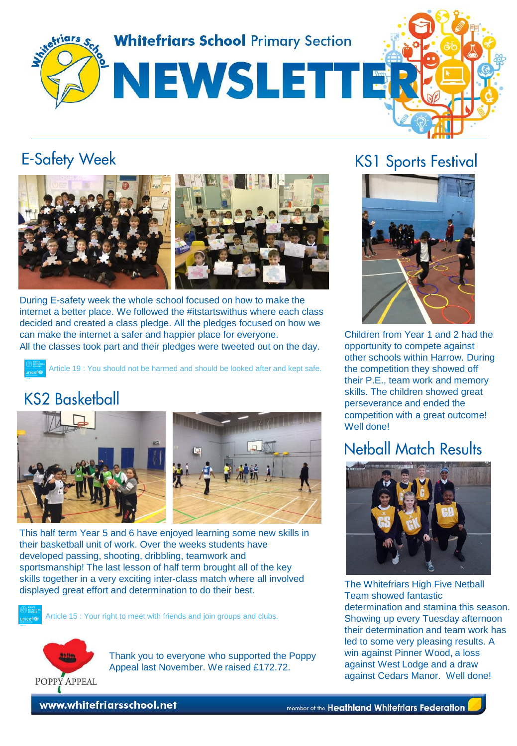# Whitefriars School Primary Section NEWSLETTER

## E-Safety Week

During E-safety week the whole school focused on how to make the internet a better place. We followed the #itstartswithus where each class decided and created a class pledge. All the pledges focused on how we can make the internet a safer and happier place for everyone.
All the classes took part and their pledges were tweeted out on the day.

Article 19 : You should not be harmed and should be looked after and kept safe.

## KS2 Basketball

This half term Year 5 and 6 have enjoyed learning some new skills in their basketball unit of work. Over the weeks students have developed passing, shooting, dribbling, teamwork and sportsmanship! The last lesson of half term brought all of the key skills together in a very exciting inter-class match where all involved displayed great effort and determination to do their best.

Article 15 : Your right to meet with friends and join groups and clubs.

POPPY APPEAL

Thank you to everyone who supported the Poppy Appeal last November. We raised £172.72.

## KS1 Sports Festival

Children from Year 1 and 2 had the opportunity to compete against other schools within Harrow. During the competition they showed off their P.E., team work and memory skills. The children showed great perseverance and ended the competition with a great outcome! Well done!

## Netball Match Results

The Whitefriars High Five Netball Team showed fantastic determination and stamina this season. Showing up every Tuesday afternoon their determination and team work has led to some very pleasing results. A win against Pinner Wood, a loss against West Lodge and a draw against Cedars Manor. Well done!

www.whitefriarsschool.net — member of the Heathland Whitefriars Federation